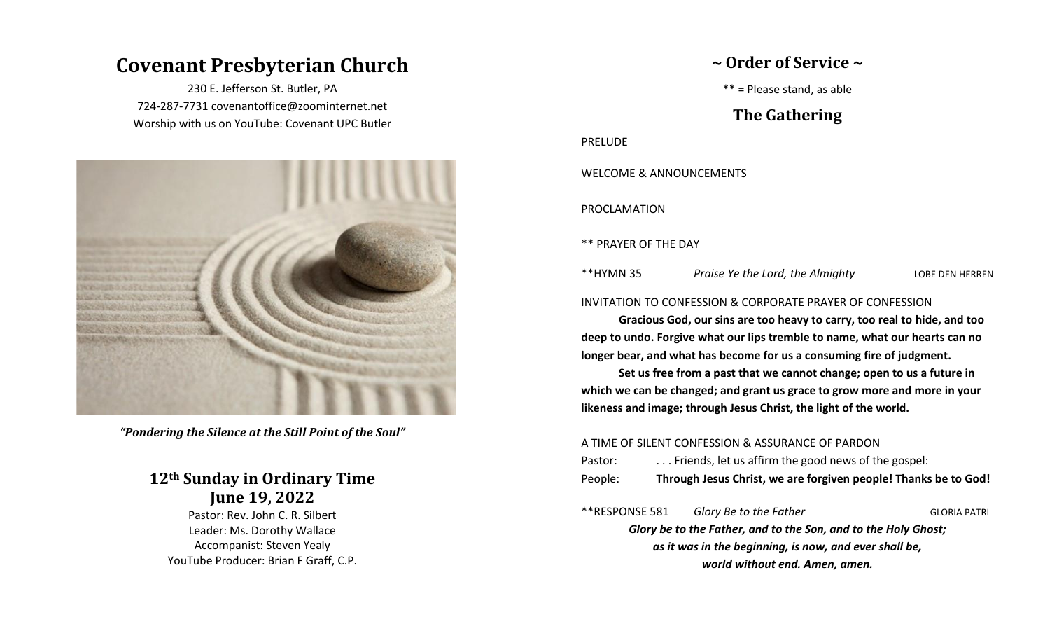# Covenant Presbyterian Church

230 E. Jefferson St. Butler, PA
724-287-7731 covenantoffice@zoominternet.net
Worship with us on YouTube: Covenant UPC Butler

***"Pondering the Silence at the Still Point of the Soul"***

## 12th Sunday in Ordinary Time
## June 19, 2022

Pastor: Rev. John C. R. Silbert
Leader: Ms. Dorothy Wallace
Accompanist: Steven Yealy
YouTube Producer: Brian F Graff, C.P.

# ~ Order of Service ~

** = Please stand, as able

## The Gathering

PRELUDE

WELCOME & ANNOUNCEMENTS

PROCLAMATION

** PRAYER OF THE DAY

**HYMN 35 *Praise Ye the Lord, the Almighty* LOBE DEN HERREN

INVITATION TO CONFESSION & CORPORATE PRAYER OF CONFESSION

**Gracious God, our sins are too heavy to carry, too real to hide, and too deep to undo. Forgive what our lips tremble to name, what our hearts can no longer bear, and what has become for us a consuming fire of judgment.**

**Set us free from a past that we cannot change; open to us a future in which we can be changed; and grant us grace to grow more and more in your likeness and image; through Jesus Christ, the light of the world.**

A TIME OF SILENT CONFESSION & ASSURANCE OF PARDON

Pastor: . . . Friends, let us affirm the good news of the gospel:
People: **Through Jesus Christ, we are forgiven people! Thanks be to God!**

**RESPONSE 581 *Glory Be to the Father* GLORIA PATRI

***Glory be to the Father, and to the Son, and to the Holy Ghost;***
***as it was in the beginning, is now, and ever shall be,***
***world without end. Amen, amen.***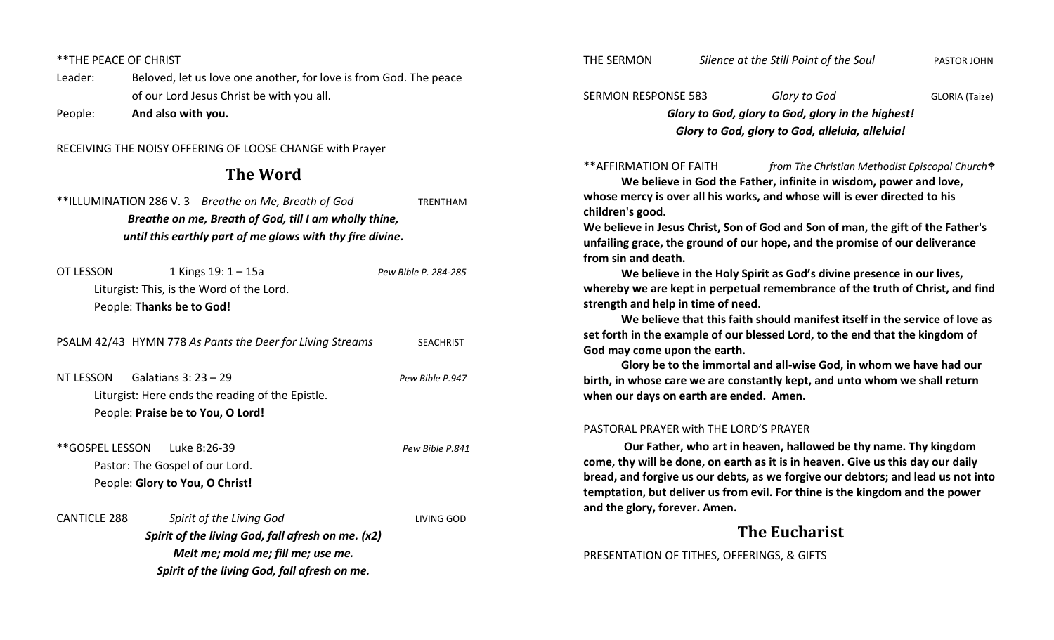**THE PEACE OF CHRIST

Leader: Beloved, let us love one another, for love is from God. The peace of our Lord Jesus Christ be with you all.

People: **And also with you.**

RECEIVING THE NOISY OFFERING OF LOOSE CHANGE with Prayer

## The Word

**ILLUMINATION 286 V. 3 *Breathe on Me, Breath of God* TRENTHAM

***Breathe on me, Breath of God, till I am wholly thine,***
***until this earthly part of me glows with thy fire divine.***

OT LESSON 1 Kings 19: 1 – 15a *Pew Bible P. 284-285*

Liturgist: This, is the Word of the Lord.
People: **Thanks be to God!**

PSALM 42/43 HYMN 778 *As Pants the Deer for Living Streams* SEACHRIST

NT LESSON Galatians 3: 23 – 29 *Pew Bible P.947*

Liturgist: Here ends the reading of the Epistle.
People: **Praise be to You, O Lord!**

**GOSPEL LESSON Luke 8:26-39 *Pew Bible P.841*

Pastor: The Gospel of our Lord.
People: **Glory to You, O Christ!**

CANTICLE 288 *Spirit of the Living God* LIVING GOD

***Spirit of the living God, fall afresh on me. (x2)***
***Melt me; mold me; fill me; use me.***
***Spirit of the living God, fall afresh on me.***

THE SERMON *Silence at the Still Point of the Soul* PASTOR JOHN

SERMON RESPONSE 583 *Glory to God* GLORIA (Taize)

***Glory to God, glory to God, glory in the highest!***
***Glory to God, glory to God, alleluia, alleluia!***

**AFFIRMATION OF FAITH *from The Christian Methodist Episcopal Church*✟

**We believe in God the Father, infinite in wisdom, power and love, whose mercy is over all his works, and whose will is ever directed to his children's good.**

**We believe in Jesus Christ, Son of God and Son of man, the gift of the Father's unfailing grace, the ground of our hope, and the promise of our deliverance from sin and death.**

**We believe in the Holy Spirit as God's divine presence in our lives, whereby we are kept in perpetual remembrance of the truth of Christ, and find strength and help in time of need.**

**We believe that this faith should manifest itself in the service of love as set forth in the example of our blessed Lord, to the end that the kingdom of God may come upon the earth.**

**Glory be to the immortal and all-wise God, in whom we have had our birth, in whose care we are constantly kept, and unto whom we shall return when our days on earth are ended. Amen.**

PASTORAL PRAYER with THE LORD'S PRAYER

**Our Father, who art in heaven, hallowed be thy name. Thy kingdom come, thy will be done, on earth as it is in heaven. Give us this day our daily bread, and forgive us our debts, as we forgive our debtors; and lead us not into temptation, but deliver us from evil. For thine is the kingdom and the power and the glory, forever. Amen.**

## The Eucharist

PRESENTATION OF TITHES, OFFERINGS, & GIFTS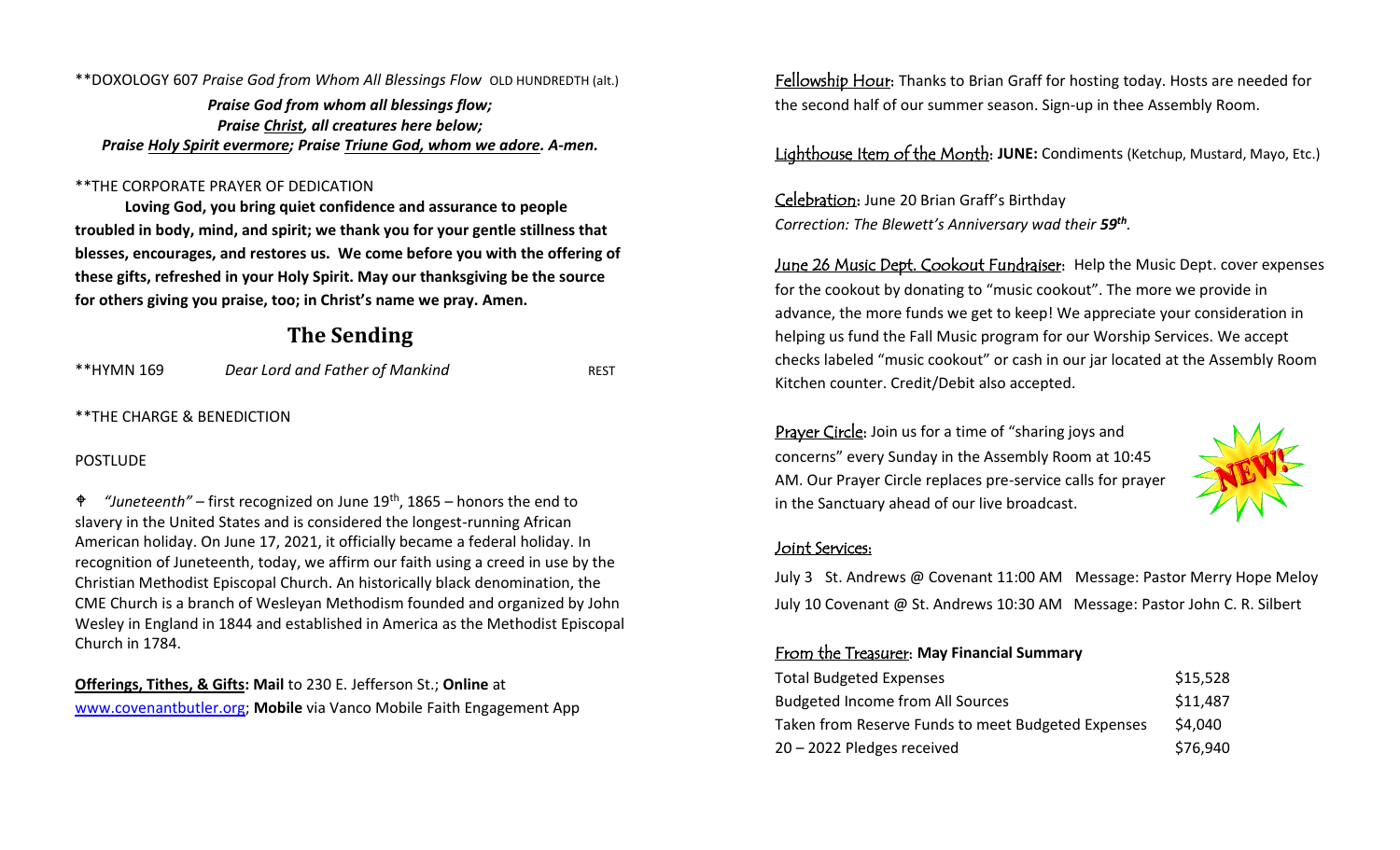**DOXOLOGY 607 *Praise God from Whom All Blessings Flow* OLD HUNDREDTH (alt.)

***Praise God from whom all blessings flow;***
***Praise Christ, all creatures here below;***
***Praise Holy Spirit evermore; Praise Triune God, whom we adore. A-men.***

**THE CORPORATE PRAYER OF DEDICATION

**Loving God, you bring quiet confidence and assurance to people troubled in body, mind, and spirit; we thank you for your gentle stillness that blesses, encourages, and restores us. We come before you with the offering of these gifts, refreshed in your Holy Spirit. May our thanksgiving be the source for others giving you praise, too; in Christ's name we pray. Amen.**

## The Sending

**HYMN 169 *Dear Lord and Father of Mankind* REST

**THE CHARGE & BENEDICTION

POSTLUDE

♰ *"Juneteenth"* – first recognized on June 19th, 1865 – honors the end to slavery in the United States and is considered the longest-running African American holiday. On June 17, 2021, it officially became a federal holiday. In recognition of Juneteenth, today, we affirm our faith using a creed in use by the Christian Methodist Episcopal Church. An historically black denomination, the CME Church is a branch of Wesleyan Methodism founded and organized by John Wesley in England in 1844 and established in America as the Methodist Episcopal Church in 1784.

**Offerings, Tithes, & Gifts: Mail** to 230 E. Jefferson St.; **Online** at www.covenantbutler.org; **Mobile** via Vanco Mobile Faith Engagement App

Fellowship Hour: Thanks to Brian Graff for hosting today. Hosts are needed for the second half of our summer season. Sign-up in thee Assembly Room.

Lighthouse Item of the Month: **JUNE:** Condiments (Ketchup, Mustard, Mayo, Etc.)

Celebration: June 20 Brian Graff's Birthday
*Correction: The Blewett's Anniversary wad their **59th**.*

June 26 Music Dept. Cookout Fundraiser: Help the Music Dept. cover expenses for the cookout by donating to "music cookout". The more we provide in advance, the more funds we get to keep! We appreciate your consideration in helping us fund the Fall Music program for our Worship Services. We accept checks labeled "music cookout" or cash in our jar located at the Assembly Room Kitchen counter. Credit/Debit also accepted.

Prayer Circle: Join us for a time of "sharing joys and concerns" every Sunday in the Assembly Room at 10:45 AM. Our Prayer Circle replaces pre-service calls for prayer in the Sanctuary ahead of our live broadcast.

NEW!

Joint Services:

July 3 St. Andrews @ Covenant 11:00 AM Message: Pastor Merry Hope Meloy
July 10 Covenant @ St. Andrews 10:30 AM Message: Pastor John C. R. Silbert

From the Treasurer: **May Financial Summary**

| | |
|---|---|
| Total Budgeted Expenses | $15,528 |
| Budgeted Income from All Sources | $11,487 |
| Taken from Reserve Funds to meet Budgeted Expenses | $4,040 |
| 20 – 2022 Pledges received | $76,940 |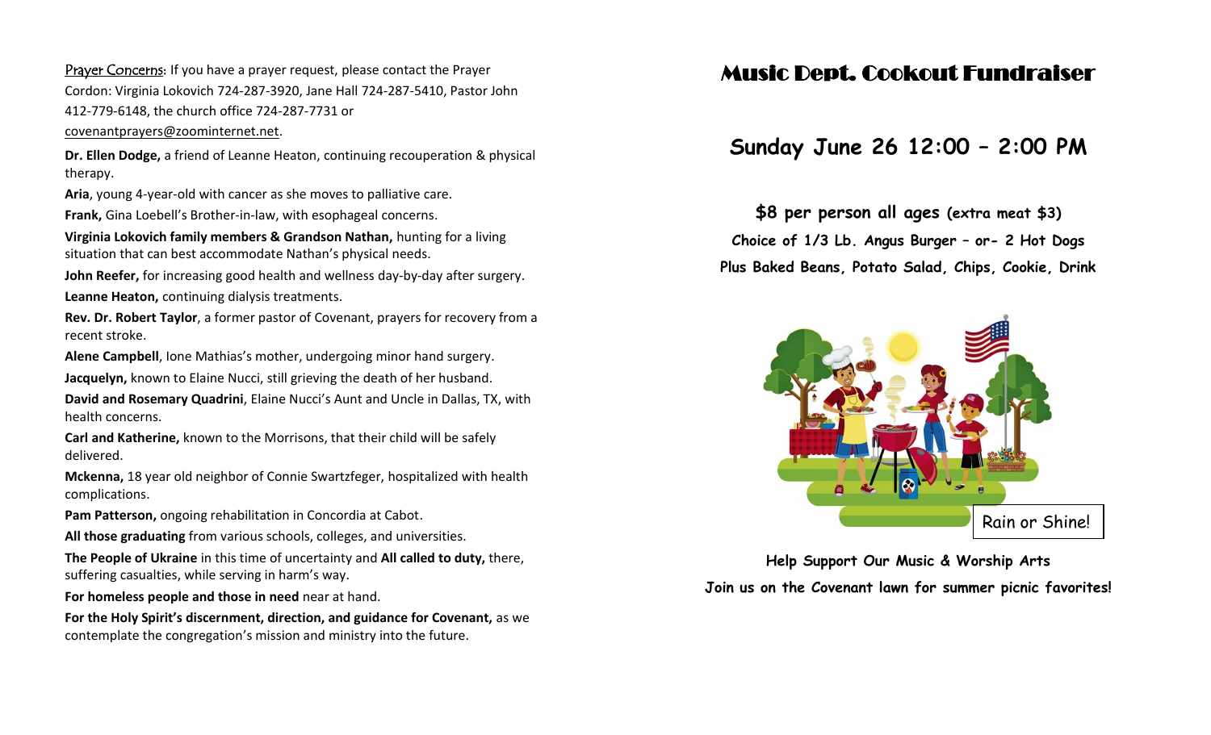Prayer Concerns: If you have a prayer request, please contact the Prayer Cordon: Virginia Lokovich 724-287-3920, Jane Hall 724-287-5410, Pastor John 412-779-6148, the church office 724-287-7731 or covenantprayers@zoominternet.net.

**Dr. Ellen Dodge,** a friend of Leanne Heaton, continuing recouperation & physical therapy.

**Aria**, young 4-year-old with cancer as she moves to palliative care.

**Frank,** Gina Loebell's Brother-in-law, with esophageal concerns.

**Virginia Lokovich family members & Grandson Nathan,** hunting for a living situation that can best accommodate Nathan's physical needs.

**John Reefer,** for increasing good health and wellness day-by-day after surgery.

**Leanne Heaton,** continuing dialysis treatments.

**Rev. Dr. Robert Taylor**, a former pastor of Covenant, prayers for recovery from a recent stroke.

**Alene Campbell**, Ione Mathias's mother, undergoing minor hand surgery.

**Jacquelyn,** known to Elaine Nucci, still grieving the death of her husband.

**David and Rosemary Quadrini**, Elaine Nucci's Aunt and Uncle in Dallas, TX, with health concerns.

**Carl and Katherine,** known to the Morrisons, that their child will be safely delivered.

**Mckenna,** 18 year old neighbor of Connie Swartzfeger, hospitalized with health complications.

**Pam Patterson,** ongoing rehabilitation in Concordia at Cabot.

**All those graduating** from various schools, colleges, and universities.

**The People of Ukraine** in this time of uncertainty and **All called to duty,** there, suffering casualties, while serving in harm's way.

**For homeless people and those in need** near at hand.

**For the Holy Spirit's discernment, direction, and guidance for Covenant,** as we contemplate the congregation's mission and ministry into the future.

# Music Dept. Cookout Fundraiser

## Sunday June 26 12:00 – 2:00 PM

**$8 per person all ages (extra meat $3)**

**Choice of 1/3 Lb. Angus Burger – or- 2 Hot Dogs**

**Plus Baked Beans, Potato Salad, Chips, Cookie, Drink**

Rain or Shine!

**Help Support Our Music & Worship Arts**

**Join us on the Covenant lawn for summer picnic favorites!**